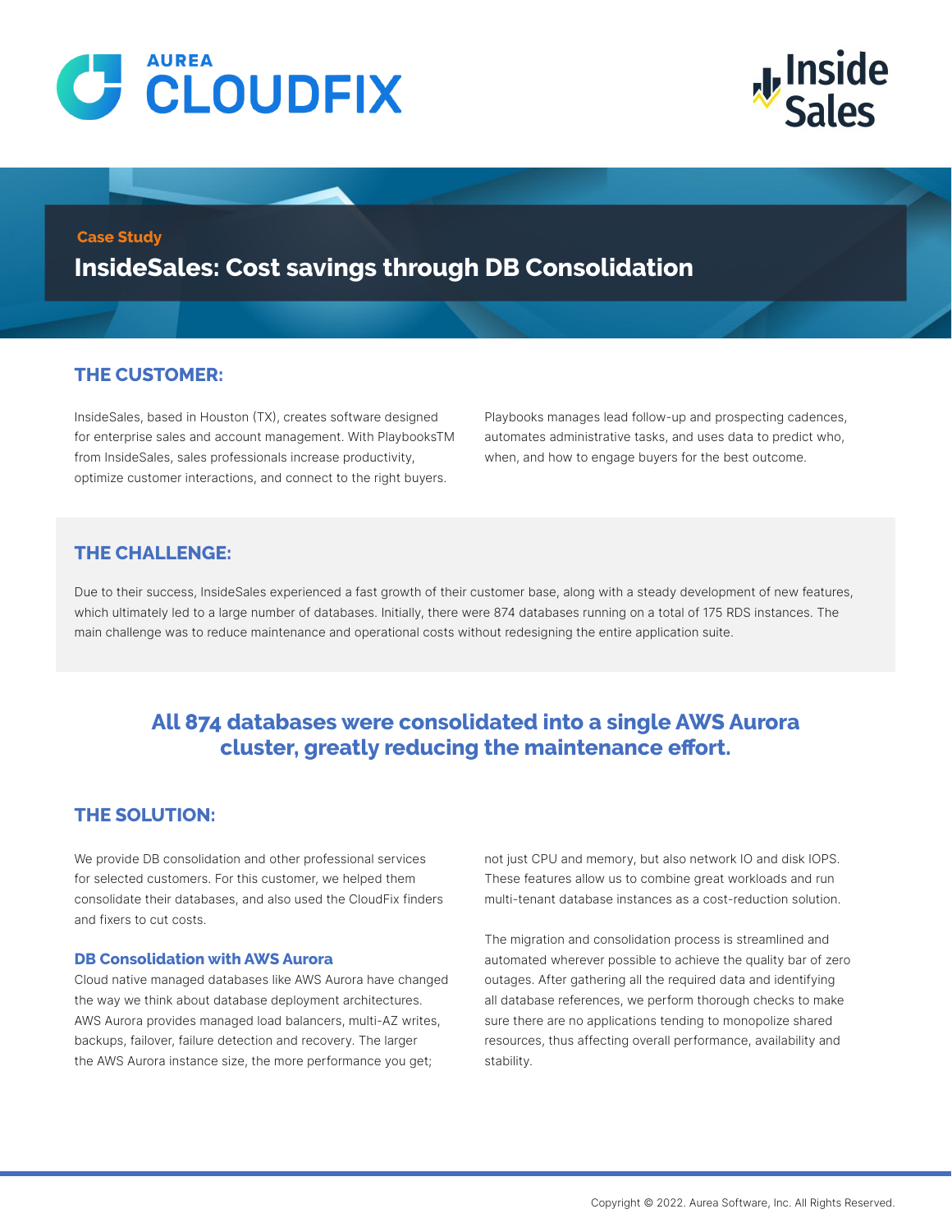AUREA CLOUDFIX

Inside Sales

Case Study

# InsideSales: Cost savings through DB Consolidation

## THE CUSTOMER:

InsideSales, based in Houston (TX), creates software designed for enterprise sales and account management. With PlaybooksTM from InsideSales, sales professionals increase productivity, optimize customer interactions, and connect to the right buyers.

Playbooks manages lead follow-up and prospecting cadences, automates administrative tasks, and uses data to predict who, when, and how to engage buyers for the best outcome.

## THE CHALLENGE:

Due to their success, InsideSales experienced a fast growth of their customer base, along with a steady development of new features, which ultimately led to a large number of databases. Initially, there were 874 databases running on a total of 175 RDS instances. The main challenge was to reduce maintenance and operational costs without redesigning the entire application suite.

**All 874 databases were consolidated into a single AWS Aurora cluster, greatly reducing the maintenance effort.**

## THE SOLUTION:

We provide DB consolidation and other professional services for selected customers. For this customer, we helped them consolidate their databases, and also used the CloudFix finders and fixers to cut costs.

### DB Consolidation with AWS Aurora

Cloud native managed databases like AWS Aurora have changed the way we think about database deployment architectures. AWS Aurora provides managed load balancers, multi-AZ writes, backups, failover, failure detection and recovery. The larger the AWS Aurora instance size, the more performance you get; not just CPU and memory, but also network IO and disk IOPS. These features allow us to combine great workloads and run multi-tenant database instances as a cost-reduction solution.

The migration and consolidation process is streamlined and automated wherever possible to achieve the quality bar of zero outages. After gathering all the required data and identifying all database references, we perform thorough checks to make sure there are no applications tending to monopolize shared resources, thus affecting overall performance, availability and stability.

Copyright © 2022. Aurea Software, Inc. All Rights Reserved.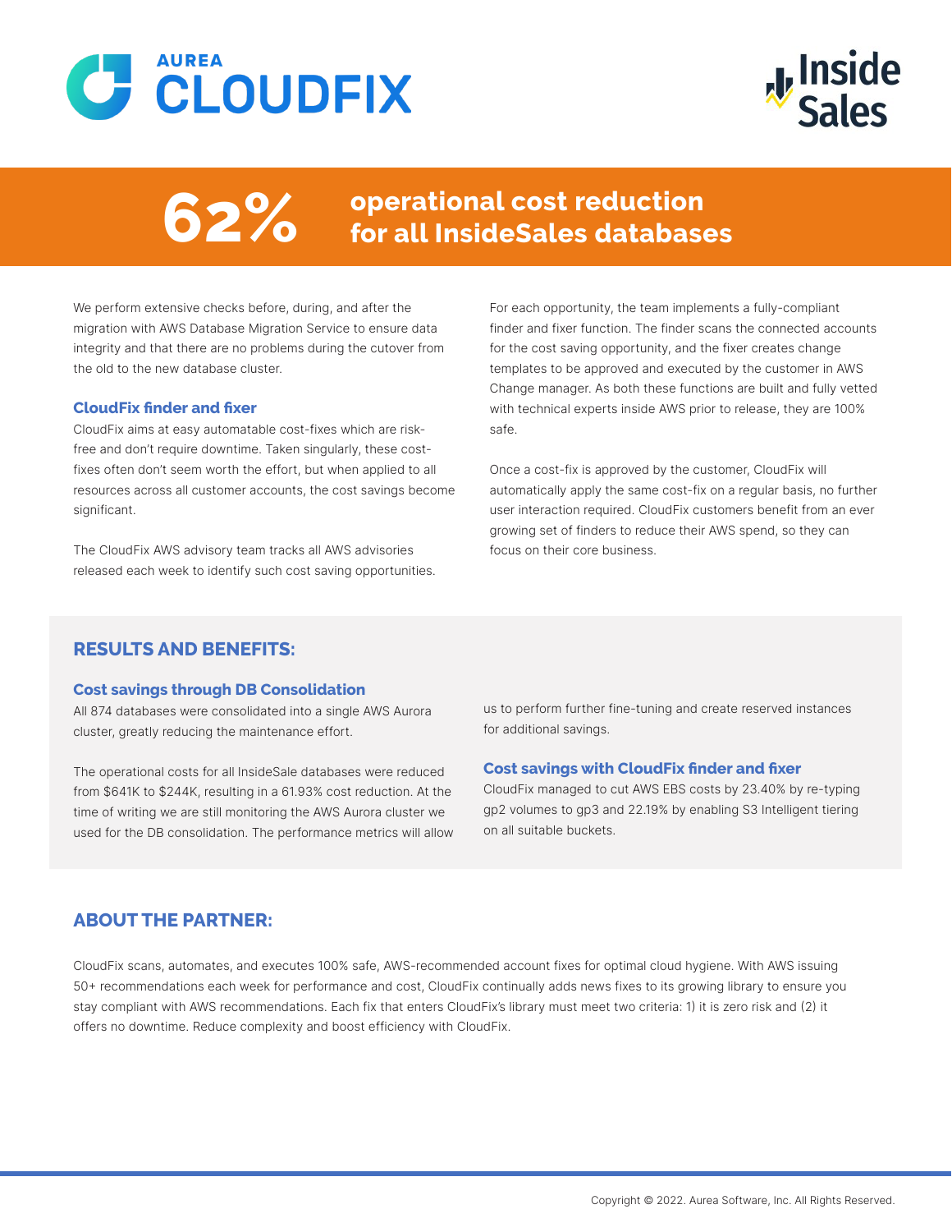AUREA CLOUDFIX

Inside Sales

# 62% operational cost reduction for all InsideSales databases

We perform extensive checks before, during, and after the migration with AWS Database Migration Service to ensure data integrity and that there are no problems during the cutover from the old to the new database cluster.

### CloudFix finder and fixer

CloudFix aims at easy automatable cost-fixes which are risk-free and don't require downtime. Taken singularly, these cost-fixes often don't seem worth the effort, but when applied to all resources across all customer accounts, the cost savings become significant.

The CloudFix AWS advisory team tracks all AWS advisories released each week to identify such cost saving opportunities.

For each opportunity, the team implements a fully-compliant finder and fixer function. The finder scans the connected accounts for the cost saving opportunity, and the fixer creates change templates to be approved and executed by the customer in AWS Change manager. As both these functions are built and fully vetted with technical experts inside AWS prior to release, they are 100% safe.

Once a cost-fix is approved by the customer, CloudFix will automatically apply the same cost-fix on a regular basis, no further user interaction required. CloudFix customers benefit from an ever growing set of finders to reduce their AWS spend, so they can focus on their core business.

## RESULTS AND BENEFITS:

### Cost savings through DB Consolidation

All 874 databases were consolidated into a single AWS Aurora cluster, greatly reducing the maintenance effort.

The operational costs for all InsideSale databases were reduced from $641K to $244K, resulting in a 61.93% cost reduction. At the time of writing we are still monitoring the AWS Aurora cluster we used for the DB consolidation. The performance metrics will allow us to perform further fine-tuning and create reserved instances for additional savings.

### Cost savings with CloudFix finder and fixer

CloudFix managed to cut AWS EBS costs by 23.40% by re-typing gp2 volumes to gp3 and 22.19% by enabling S3 Intelligent tiering on all suitable buckets.

## ABOUT THE PARTNER:

CloudFix scans, automates, and executes 100% safe, AWS-recommended account fixes for optimal cloud hygiene. With AWS issuing 50+ recommendations each week for performance and cost, CloudFix continually adds news fixes to its growing library to ensure you stay compliant with AWS recommendations. Each fix that enters CloudFix's library must meet two criteria: 1) it is zero risk and (2) it offers no downtime. Reduce complexity and boost efficiency with CloudFix.

Copyright © 2022. Aurea Software, Inc. All Rights Reserved.